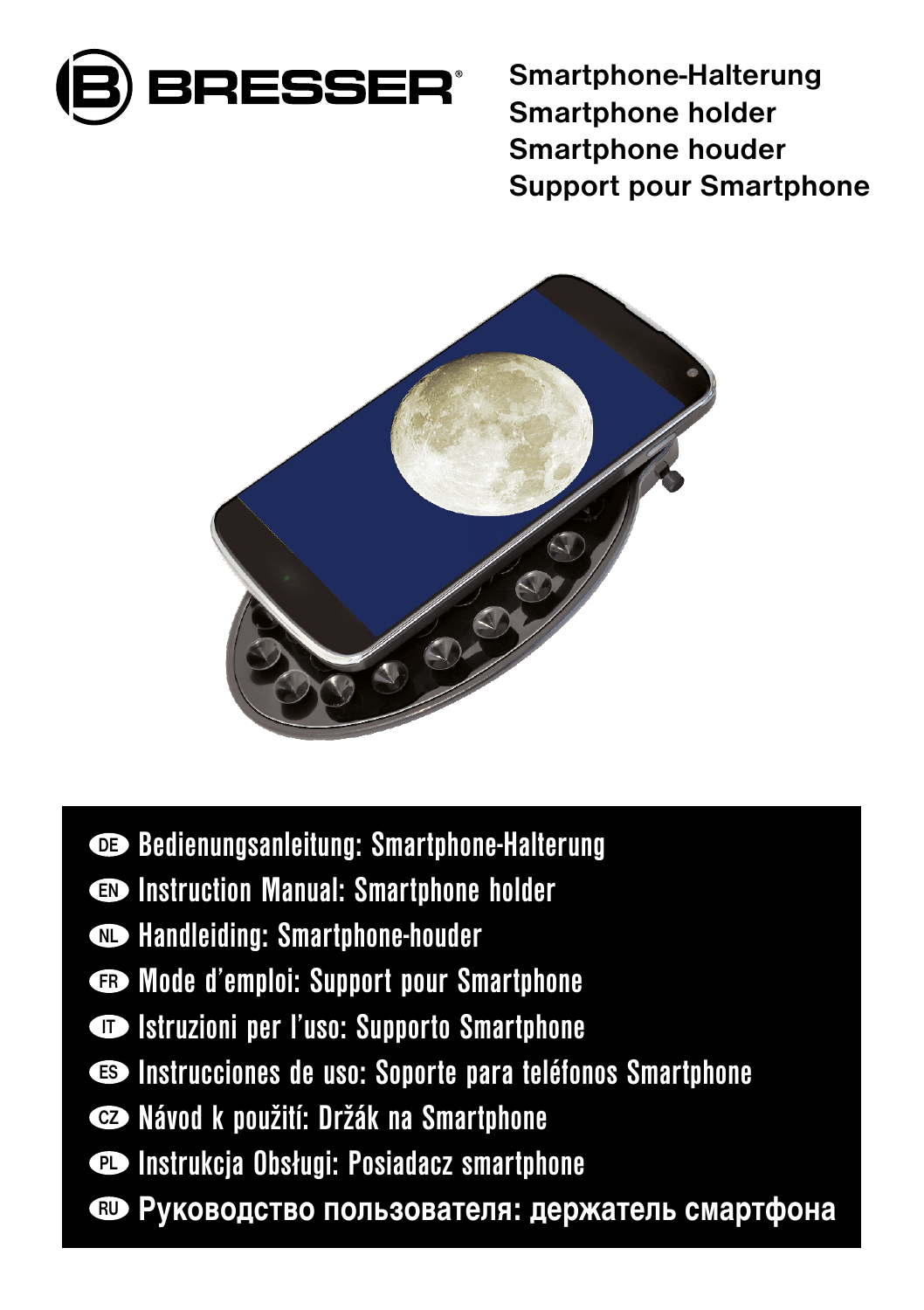BRESSER

**Smartphone-Halterung**
**Smartphone holder**
**Smartphone houder**
**Support pour Smartphone**

- DE Bedienungsanleitung: Smartphone-Halterung
- EN Instruction Manual: Smartphone holder
- NL Handleiding: Smartphone-houder
- FR Mode d'emploi: Support pour Smartphone
- IT Istruzioni per l'uso: Supporto Smartphone
- ES Instrucciones de uso: Soporte para teléfonos Smartphone
- CZ Návod k použití: Držák na Smartphone
- PL Instrukcja Obsługi: Posiadacz smartphone
- RU Руководство пользователя: держатель смартфона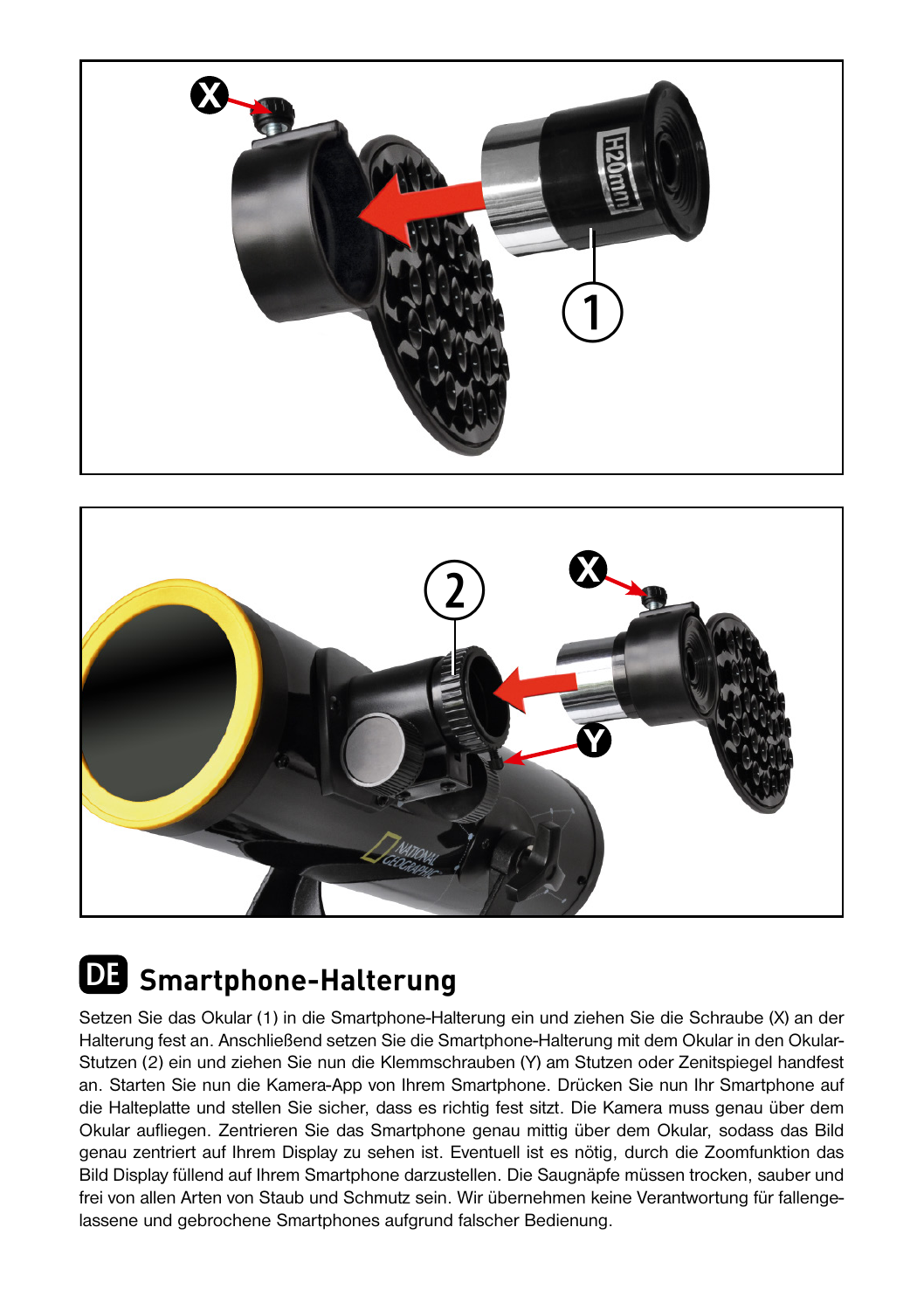## DE Smartphone-Halterung

Setzen Sie das Okular (1) in die Smartphone-Halterung ein und ziehen Sie die Schraube (X) an der Halterung fest an. Anschließend setzen Sie die Smartphone-Halterung mit dem Okular in den Okular-Stutzen (2) ein und ziehen Sie nun die Klemmschrauben (Y) am Stutzen oder Zenitspiegel handfest an. Starten Sie nun die Kamera-App von Ihrem Smartphone. Drücken Sie nun Ihr Smartphone auf die Halteplatte und stellen Sie sicher, dass es richtig fest sitzt. Die Kamera muss genau über dem Okular aufliegen. Zentrieren Sie das Smartphone genau mittig über dem Okular, sodass das Bild genau zentriert auf Ihrem Display zu sehen ist. Eventuell ist es nötig, durch die Zoomfunktion das Bild Display füllend auf Ihrem Smartphone darzustellen. Die Saugnäpfe müssen trocken, sauber und frei von allen Arten von Staub und Schmutz sein. Wir übernehmen keine Verantwortung für fallengelassene und gebrochene Smartphones aufgrund falscher Bedienung.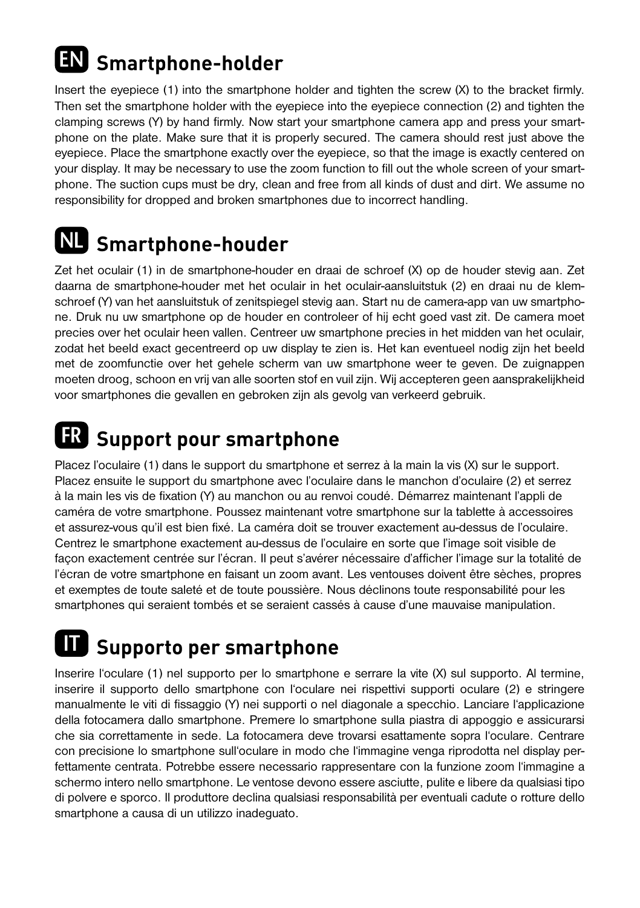## EN Smartphone-holder

Insert the eyepiece (1) into the smartphone holder and tighten the screw (X) to the bracket firmly. Then set the smartphone holder with the eyepiece into the eyepiece connection (2) and tighten the clamping screws (Y) by hand firmly. Now start your smartphone camera app and press your smartphone on the plate. Make sure that it is properly secured. The camera should rest just above the eyepiece. Place the smartphone exactly over the eyepiece, so that the image is exactly centered on your display. It may be necessary to use the zoom function to fill out the whole screen of your smartphone. The suction cups must be dry, clean and free from all kinds of dust and dirt. We assume no responsibility for dropped and broken smartphones due to incorrect handling.

## NL Smartphone-houder

Zet het oculair (1) in de smartphone-houder en draai de schroef (X) op de houder stevig aan. Zet daarna de smartphone-houder met het oculair in het oculair-aansluitstuk (2) en draai nu de klemschroef (Y) van het aansluitstuk of zenitspiegel stevig aan. Start nu de camera-app van uw smartphone. Druk nu uw smartphone op de houder en controleer of hij echt goed vast zit. De camera moet precies over het oculair heen vallen. Centreer uw smartphone precies in het midden van het oculair, zodat het beeld exact gecentreerd op uw display te zien is. Het kan eventueel nodig zijn het beeld met de zoomfunctie over het gehele scherm van uw smartphone weer te geven. De zuignappen moeten droog, schoon en vrij van alle soorten stof en vuil zijn. Wij accepteren geen aansprakelijkheid voor smartphones die gevallen en gebroken zijn als gevolg van verkeerd gebruik.

## FR Support pour smartphone

Placez l'oculaire (1) dans le support du smartphone et serrez à la main la vis (X) sur le support. Placez ensuite le support du smartphone avec l'oculaire dans le manchon d'oculaire (2) et serrez à la main les vis de fixation (Y) au manchon ou au renvoi coudé. Démarrez maintenant l'appli de caméra de votre smartphone. Poussez maintenant votre smartphone sur la tablette à accessoires et assurez-vous qu'il est bien fixé. La caméra doit se trouver exactement au-dessus de l'oculaire. Centrez le smartphone exactement au-dessus de l'oculaire en sorte que l'image soit visible de façon exactement centrée sur l'écran. Il peut s'avérer nécessaire d'afficher l'image sur la totalité de l'écran de votre smartphone en faisant un zoom avant. Les ventouses doivent être sèches, propres et exemptes de toute saleté et de toute poussière. Nous déclinons toute responsabilité pour les smartphones qui seraient tombés et se seraient cassés à cause d'une mauvaise manipulation.

## IT Supporto per smartphone

Inserire l'oculare (1) nel supporto per lo smartphone e serrare la vite (X) sul supporto. Al termine, inserire il supporto dello smartphone con l'oculare nei rispettivi supporti oculare (2) e stringere manualmente le viti di fissaggio (Y) nei supporti o nel diagonale a specchio. Lanciare l'applicazione della fotocamera dallo smartphone. Premere lo smartphone sulla piastra di appoggio e assicurarsi che sia correttamente in sede. La fotocamera deve trovarsi esattamente sopra l'oculare. Centrare con precisione lo smartphone sull'oculare in modo che l'immagine venga riprodotta nel display perfettamente centrata. Potrebbe essere necessario rappresentare con la funzione zoom l'immagine a schermo intero nello smartphone. Le ventose devono essere asciutte, pulite e libere da qualsiasi tipo di polvere e sporco. Il produttore declina qualsiasi responsabilità per eventuali cadute o rotture dello smartphone a causa di un utilizzo inadeguato.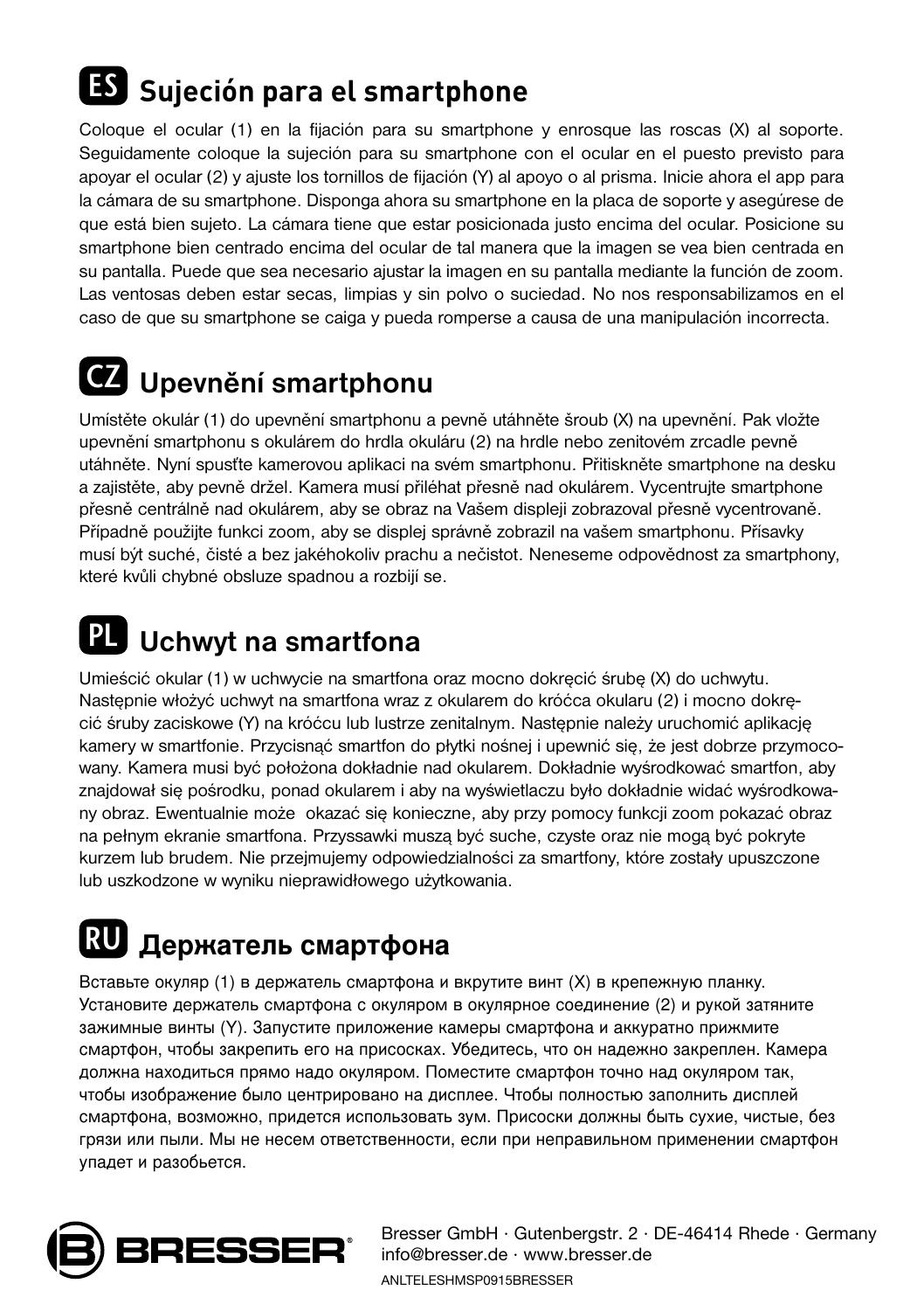## ES Sujeción para el smartphone

Coloque el ocular (1) en la fijación para su smartphone y enrosque las roscas (X) al soporte. Seguidamente coloque la sujeción para su smartphone con el ocular en el puesto previsto para apoyar el ocular (2) y ajuste los tornillos de fijación (Y) al apoyo o al prisma. Inicie ahora el app para la cámara de su smartphone. Disponga ahora su smartphone en la placa de soporte y asegúrese de que está bien sujeto. La cámara tiene que estar posicionada justo encima del ocular. Posicione su smartphone bien centrado encima del ocular de tal manera que la imagen se vea bien centrada en su pantalla. Puede que sea necesario ajustar la imagen en su pantalla mediante la función de zoom. Las ventosas deben estar secas, limpias y sin polvo o suciedad. No nos responsabilizamos en el caso de que su smartphone se caiga y pueda romperse a causa de una manipulación incorrecta.

## CZ Upevnění smartphonu

Umístěte okulár (1) do upevnění smartphonu a pevně utáhněte šroub (X) na upevnění. Pak vložte upevnění smartphonu s okulárem do hrdla okuláru (2) na hrdle nebo zenitovém zrcadle pevně utáhněte. Nyní spusťte kamerovou aplikaci na svém smartphonu. Přitiskněte smartphone na desku a zajistěte, aby pevně držel. Kamera musí přiléhat přesně nad okulárem. Vycentrujte smartphone přesně centrálně nad okulárem, aby se obraz na Vašem displeji zobrazoval přesně vycentrovaně. Případně použijte funkci zoom, aby se displej správně zobrazil na vašem smartphonu. Přísavky musí být suché, čisté a bez jakéhokoliv prachu a nečistot. Neneseme odpovědnost za smartphony, které kvůli chybné obsluze spadnou a rozbijí se.

## PL Uchwyt na smartfona

Umieścić okular (1) w uchwycie na smartfona oraz mocno dokręcić śrubę (X) do uchwytu. Następnie włożyć uchwyt na smartfona wraz z okularem do króćca okularu (2) i mocno dokręcić śruby zaciskowe (Y) na króćcu lub lustrze zenitalnym. Następnie należy uruchomić aplikację kamery w smartfonie. Przycisnąć smartfon do płytki nośnej i upewnić się, że jest dobrze przymocowany. Kamera musi być położona dokładnie nad okularem. Dokładnie wyśrodkować smartfon, aby znajdował się pośrodku, ponad okularem i aby na wyświetlaczu było dokładnie widać wyśrodkowany obraz. Ewentualnie może okazać się konieczne, aby przy pomocy funkcji zoom pokazać obraz na pełnym ekranie smartfona. Przyssawki muszą być suche, czyste oraz nie mogą być pokryte kurzem lub brudem. Nie przejmujemy odpowiedzialności za smartfony, które zostały upuszczone lub uszkodzone w wyniku nieprawidłowego użytkowania.

## RU Держатель смартфона

Вставьте окуляр (1) в держатель смартфона и вкрутите винт (X) в крепежную планку. Установите держатель смартфона с окуляром в окулярное соединение (2) и рукой затяните зажимные винты (Y). Запустите приложение камеры смартфона и аккуратно прижмите смартфон, чтобы закрепить его на присосках. Убедитесь, что он надежно закреплен. Камера должна находиться прямо надо окуляром. Поместите смартфон точно над окуляром так, чтобы изображение было центрировано на дисплее. Чтобы полностью заполнить дисплей смартфона, возможно, придется использовать зум. Присоски должны быть сухие, чистые, без грязи или пыли. Мы не несем ответственности, если при неправильном применении смартфон упадет и разобьется.

BRESSER

Bresser GmbH · Gutenbergstr. 2 · DE-46414 Rhede · Germany
info@bresser.de · www.bresser.de

ANLTELESHMSP0915BRESSER